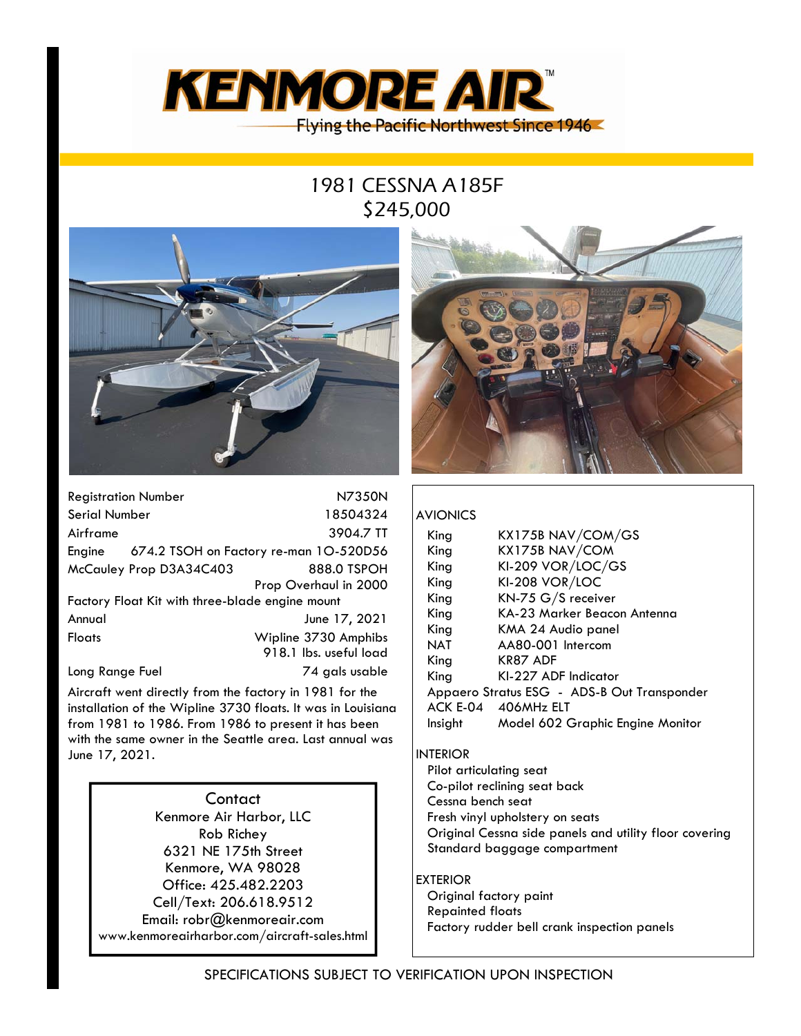# KENMORE AIR™

Flying the Pacific Northwest Since 1946

## 1981 CESSNA A185F
## $245,000

| | |
|---|---|
| Registration Number | N7350N |
| Serial Number | 18504324 |
| Airframe | 3904.7 TT |
| Engine | 674.2 TSOH on Factory re-man 1O-520D56 |
| McCauley Prop D3A34C403 | 888.0 TSPOH<br>Prop Overhaul in 2000 |
| Factory Float Kit with three-blade engine mount | |
| Annual | June 17, 2021 |
| Floats | Wipline 3730 Amphibs<br>918.1 lbs. useful load |
| Long Range Fuel | 74 gals usable |

Aircraft went directly from the factory in 1981 for the installation of the Wipline 3730 floats. It was in Louisiana from 1981 to 1986. From 1986 to present it has been with the same owner in the Seattle area. Last annual was June 17, 2021.

**Contact**
Kenmore Air Harbor, LLC
Rob Richey
6321 NE 175th Street
Kenmore, WA 98028
Office: 425.482.2203
Cell/Text: 206.618.9512
Email: robr@kenmoreair.com
www.kenmoreairharbor.com/aircraft-sales.html

### AVIONICS

| | |
|---|---|
| King | KX175B NAV/COM/GS |
| King | KX175B NAV/COM |
| King | KI-209 VOR/LOC/GS |
| King | KI-208 VOR/LOC |
| King | KN-75 G/S receiver |
| King | KA-23 Marker Beacon Antenna |
| King | KMA 24 Audio panel |
| NAT | AA80-001 Intercom |
| King | KR87 ADF |
| King | KI-227 ADF Indicator |
| Appaero Stratus ESG - ADS-B Out Transponder | |
| ACK E-04 | 406MHz ELT |
| Insight | Model 602 Graphic Engine Monitor |

### INTERIOR

- Pilot articulating seat
- Co-pilot reclining seat back
- Cessna bench seat
- Fresh vinyl upholstery on seats
- Original Cessna side panels and utility floor covering
- Standard baggage compartment

### EXTERIOR

- Original factory paint
- Repainted floats
- Factory rudder bell crank inspection panels

SPECIFICATIONS SUBJECT TO VERIFICATION UPON INSPECTION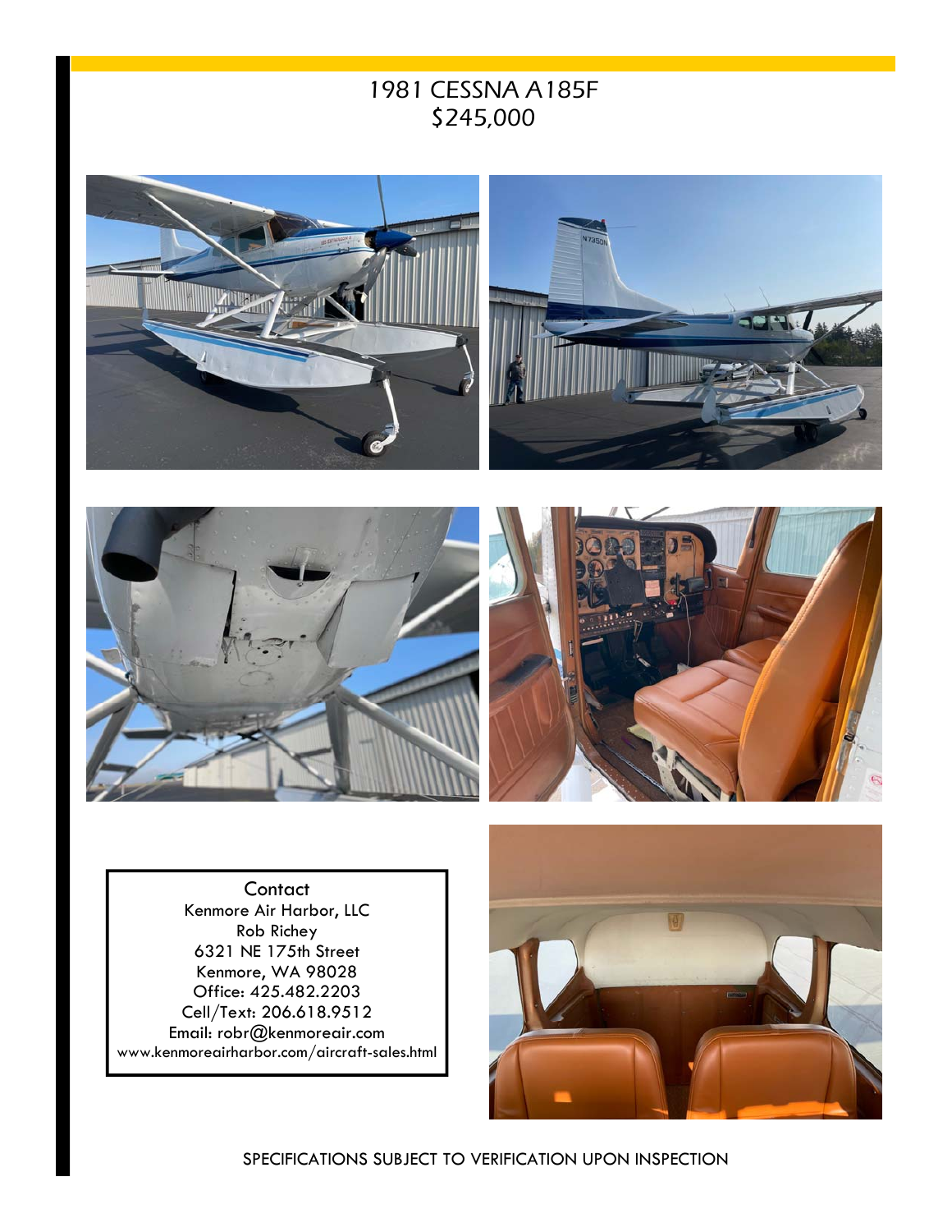# 1981 CESSNA A185F
# $245,000

Contact
Kenmore Air Harbor, LLC
Rob Richey
6321 NE 175th Street
Kenmore, WA 98028
Office: 425.482.2203
Cell/Text: 206.618.9512
Email: robr@kenmoreair.com
www.kenmoreairharbor.com/aircraft-sales.html

SPECIFICATIONS SUBJECT TO VERIFICATION UPON INSPECTION